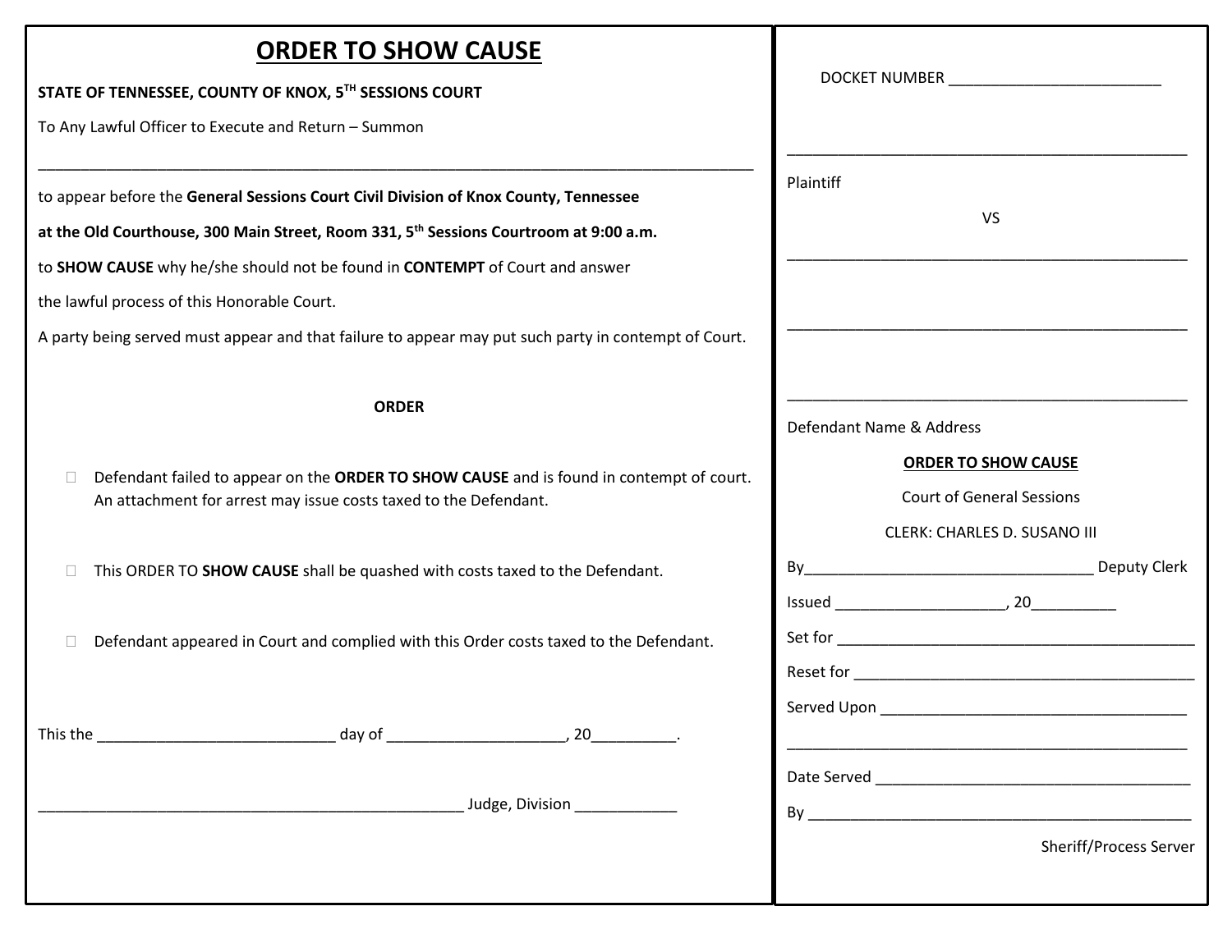# ORDER TO SHOW CAUSE

**STATE OF TENNESSEE, COUNTY OF KNOX, 5TH SESSIONS COURT**

To Any Lawful Officer to Execute and Return – Summon

_______________________________________________________________________________

to appear before the **General Sessions Court Civil Division of Knox County, Tennessee**

**at the Old Courthouse, 300 Main Street, Room 331, 5th Sessions Courtroom at 9:00 a.m.**

to **SHOW CAUSE** why he/she should not be found in **CONTEMPT** of Court and answer

the lawful process of this Honorable Court.

A party being served must appear and that failure to appear may put such party in contempt of Court.

**ORDER**

- ☐ Defendant failed to appear on the **ORDER TO SHOW CAUSE** and is found in contempt of court. An attachment for arrest may issue costs taxed to the Defendant.

- ☐ This ORDER TO **SHOW CAUSE** shall be quashed with costs taxed to the Defendant.

- ☐ Defendant appeared in Court and complied with this Order costs taxed to the Defendant.

This the ___________________________ day of ____________________, 20_________.

__________________________________________________ Judge, Division ____________

DOCKET NUMBER _________________________

_______________________________________________

Plaintiff

VS

_______________________________________________

_______________________________________________

_______________________________________________

Defendant Name & Address

**ORDER TO SHOW CAUSE**

Court of General Sessions

CLERK: CHARLES D. SUSANO III

By_________________________________ Deputy Clerk

Issued ___________________, 20__________

Set for ___________________________________________

Reset for _________________________________________

Served Upon _____________________________________

_______________________________________________

Date Served ______________________________________

By ______________________________________________

Sheriff/Process Server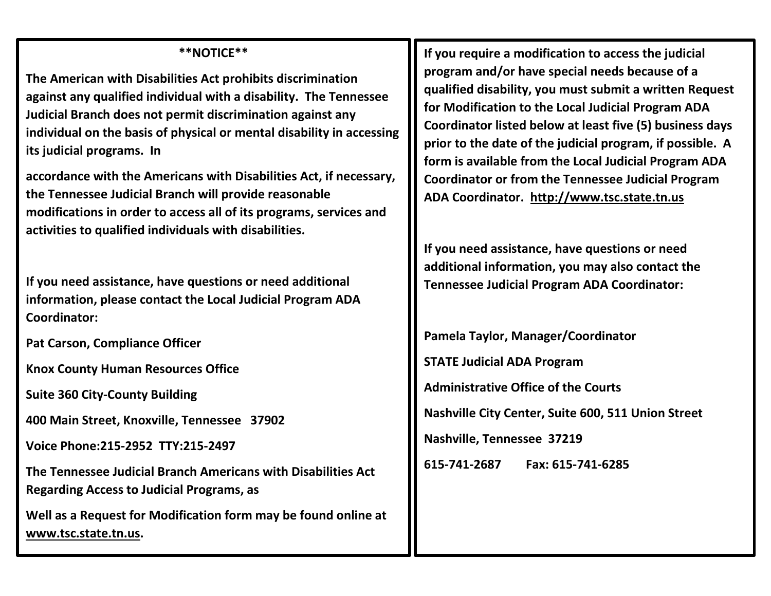**\*\*NOTICE\*\***

**The American with Disabilities Act prohibits discrimination against any qualified individual with a disability. The Tennessee Judicial Branch does not permit discrimination against any individual on the basis of physical or mental disability in accessing its judicial programs. In**

**accordance with the Americans with Disabilities Act, if necessary, the Tennessee Judicial Branch will provide reasonable modifications in order to access all of its programs, services and activities to qualified individuals with disabilities.**

**If you need assistance, have questions or need additional information, please contact the Local Judicial Program ADA Coordinator:**

**Pat Carson, Compliance Officer**

**Knox County Human Resources Office**

**Suite 360 City-County Building**

**400 Main Street, Knoxville, Tennessee 37902**

**Voice Phone:215-2952 TTY:215-2497**

**The Tennessee Judicial Branch Americans with Disabilities Act Regarding Access to Judicial Programs, as**

**Well as a Request for Modification form may be found online at www.tsc.state.tn.us.**

**If you require a modification to access the judicial program and/or have special needs because of a qualified disability, you must submit a written Request for Modification to the Local Judicial Program ADA Coordinator listed below at least five (5) business days prior to the date of the judicial program, if possible. A form is available from the Local Judicial Program ADA Coordinator or from the Tennessee Judicial Program ADA Coordinator. http://www.tsc.state.tn.us**

**If you need assistance, have questions or need additional information, you may also contact the Tennessee Judicial Program ADA Coordinator:**

**Pamela Taylor, Manager/Coordinator**

**STATE Judicial ADA Program**

**Administrative Office of the Courts**

**Nashville City Center, Suite 600, 511 Union Street**

**Nashville, Tennessee 37219**

**615-741-2687 Fax: 615-741-6285**